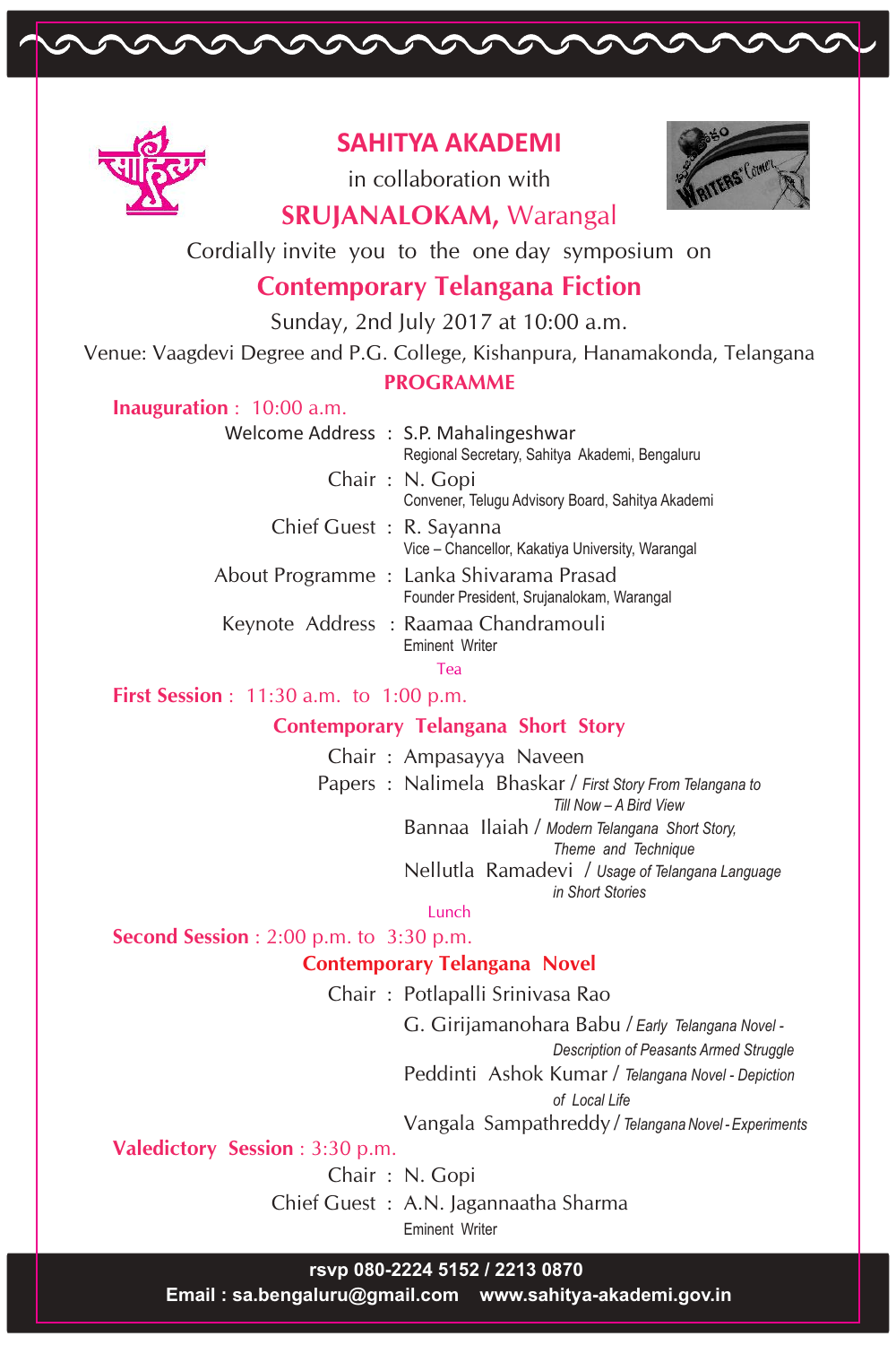# SAHITYA AKADEMI

in collaboration with

## SRUJANALOKAM, Warangal

Cordially invite you to the one day symposium on

## Contemporary Telangana Fiction

Sunday, 2nd July 2017 at 10:00 a.m.

Venue: Vaagdevi Degree and P.G. College, Kishanpura, Hanamakonda, Telangana

### PROGRAMME

**Inauguration** : 10:00 a.m.

Welcome Address : S.P. Mahalingeshwar
Regional Secretary, Sahitya Akademi, Bengaluru

Chair : N. Gopi
Convener, Telugu Advisory Board, Sahitya Akademi

Chief Guest : R. Sayanna
Vice – Chancellor, Kakatiya University, Warangal

About Programme : Lanka Shivarama Prasad
Founder President, Srujanalokam, Warangal

Keynote Address : Raamaa Chandramouli
Eminent Writer

Tea

**First Session** : 11:30 a.m. to 1:00 p.m.

**Contemporary Telangana Short Story**

Chair : Ampasayya Naveen

Papers : Nalimela Bhaskar / *First Story From Telangana to Till Now – A Bird View*

Bannaa Ilaiah / *Modern Telangana Short Story, Theme and Technique*

Nellutla Ramadevi / *Usage of Telangana Language in Short Stories*

Lunch

**Second Session** : 2:00 p.m. to 3:30 p.m.

**Contemporary Telangana Novel**

Chair : Potlapalli Srinivasa Rao

G. Girijamanohara Babu / *Early Telangana Novel - Description of Peasants Armed Struggle*

Peddinti Ashok Kumar / *Telangana Novel - Depiction of Local Life*

Vangala Sampathreddy / *Telangana Novel - Experiments*

**Valedictory Session** : 3:30 p.m.

Chair : N. Gopi

Chief Guest : A.N. Jagannaatha Sharma
Eminent Writer

**rsvp 080-2224 5152 / 2213 0870**

**Email : sa.bengaluru@gmail.com www.sahitya-akademi.gov.in**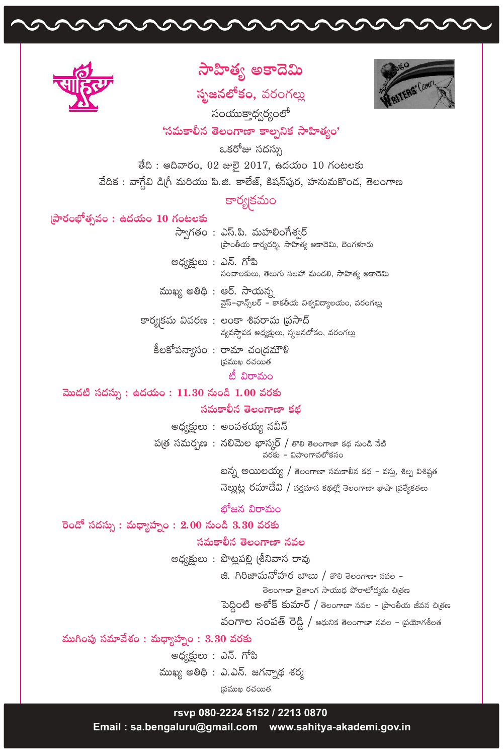# సాహిత్య అకాదెమి

## సృజనలోకం, వరంగల్లు

సంయుక్తాధ్వర్యంలో

## 'సమకాలీన తెలంగాణా కాల్పనిక సాహిత్యం'

ఒకరోజు సదస్సు

తేది : ఆదివారం, 02 జులై 2017, ఉదయం 10 గంటలకు

వేదిక : వాగ్దేవి డిగ్రీ మరియు పి.జి. కాలేజ్, కిషన్‌పుర, హనుమకొండ, తెలంగాణ

## కార్యక్రమం

### ప్రారంభోత్సవం : ఉదయం 10 గంటలకు

స్వాగతం : ఎస్.పి. మహాలింగేశ్వర్
ప్రాంతీయ కార్యదర్శి, సాహిత్య అకాదెమి, బెంగళూరు

అధ్యక్షులు : ఎన్. గోపి
సంచాలకులు, తెలుగు సలహా మండలి, సాహిత్య అకాదెమి

ముఖ్య అతిథి : ఆర్. సాయన్న
వైస్-ఛాన్సలర్ - కాకతీయ విశ్వవిద్యాలయం, వరంగల్లు

కార్యక్రమ వివరణ : లంకా శివరామ ప్రసాద్
వ్యవస్థాపక అధ్యక్షులు, సృజనలోకం, వరంగల్లు

కీలకోపన్యాసం : రామా చంద్రమౌళి
ప్రముఖ రచయిత

టీ విరామం

### మొదటి సదస్సు : ఉదయం : 11.30 నుండి 1.00 వరకు

**సమకాలీన తెలంగాణా కథ**

అధ్యక్షులు : అంపశయ్య నవీన్

పత్ర సమర్పణ : నలిమెల భాస్కర్ / తొలి తెలంగాణా కథ నుండి నేటి వరకు - విహంగావలోకనం

బన్న అయిలయ్య / తెలంగాణా సమకాలీన కథ - వస్తు, శిల్ప విశిష్టత

నెల్లుట్ల రమాదేవి / వర్తమాన కథల్లో తెలంగాణా భాషా ప్రత్యేకతలు

భోజన విరామం

### రెండో సదస్సు : మధ్యాహ్నం : 2.00 నుండి 3.30 వరకు

**సమకాలీన తెలంగాణా నవల**

అధ్యక్షులు : పొట్లపల్లి శ్రీనివాస రావు

జి. గిరిజామనోహర బాబు / తొలి తెలంగాణా నవల - తెలంగాణా రైతాంగ సాయుధ పోరాటోద్యమ చిత్రణ

పెద్దింటి అశోక్ కుమార్ / తెలంగాణా నవల - ప్రాంతీయ జీవన చిత్రణ

వంగాల సంపత్ రెడ్డి / ఆధునిక తెలంగాణా నవల - ప్రయోగశీలత

### ముగింపు సమావేశం : మధ్యాహ్నం : 3.30 వరకు

అధ్యక్షులు : ఎన్. గోపి

ముఖ్య అతిథి : ఎ.ఎన్. జగన్నాథ శర్మ
ప్రముఖ రచయిత

rsvp 080-2224 5152 / 2213 0870

Email : sa.bengaluru@gmail.com www.sahitya-akademi.gov.in